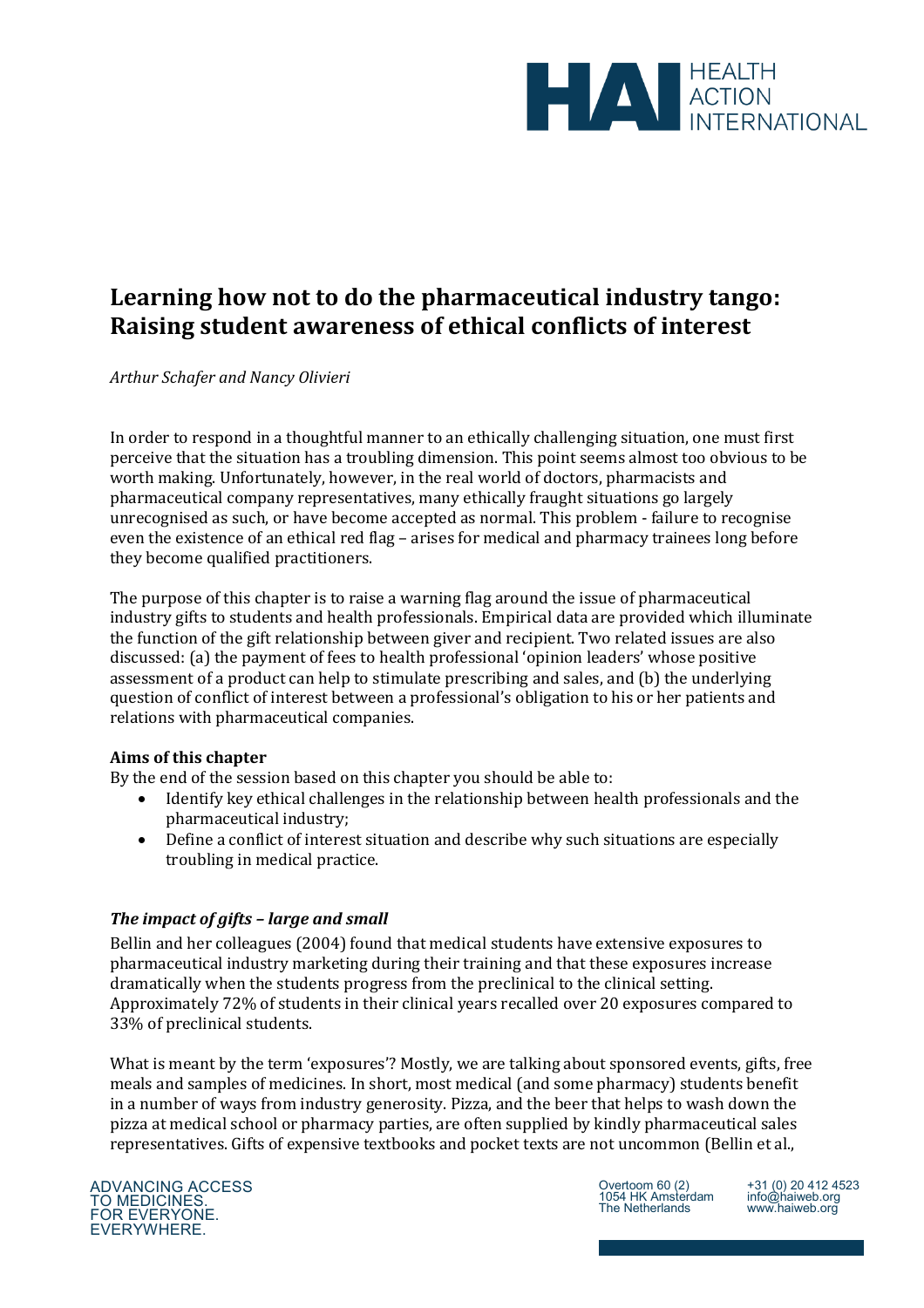# Learning how not to do the pharmaceutical industry tango: Raising student awareness of ethical conflicts of interest

*Arthur Schafer and Nancy Olivieri*

In order to respond in a thoughtful manner to an ethically challenging situation, one must first perceive that the situation has a troubling dimension. This point seems almost too obvious to be worth making. Unfortunately, however, in the real world of doctors, pharmacists and pharmaceutical company representatives, many ethically fraught situations go largely unrecognised as such, or have become accepted as normal. This problem - failure to recognise even the existence of an ethical red flag – arises for medical and pharmacy trainees long before they become qualified practitioners.

The purpose of this chapter is to raise a warning flag around the issue of pharmaceutical industry gifts to students and health professionals. Empirical data are provided which illuminate the function of the gift relationship between giver and recipient. Two related issues are also discussed: (a) the payment of fees to health professional 'opinion leaders' whose positive assessment of a product can help to stimulate prescribing and sales, and (b) the underlying question of conflict of interest between a professional's obligation to his or her patients and relations with pharmaceutical companies.

**Aims of this chapter**

By the end of the session based on this chapter you should be able to:

- Identify key ethical challenges in the relationship between health professionals and the pharmaceutical industry;
- Define a conflict of interest situation and describe why such situations are especially troubling in medical practice.

### *The impact of gifts – large and small*

Bellin and her colleagues (2004) found that medical students have extensive exposures to pharmaceutical industry marketing during their training and that these exposures increase dramatically when the students progress from the preclinical to the clinical setting. Approximately 72% of students in their clinical years recalled over 20 exposures compared to 33% of preclinical students.

What is meant by the term 'exposures'? Mostly, we are talking about sponsored events, gifts, free meals and samples of medicines. In short, most medical (and some pharmacy) students benefit in a number of ways from industry generosity. Pizza, and the beer that helps to wash down the pizza at medical school or pharmacy parties, are often supplied by kindly pharmaceutical sales representatives. Gifts of expensive textbooks and pocket texts are not uncommon (Bellin et al.,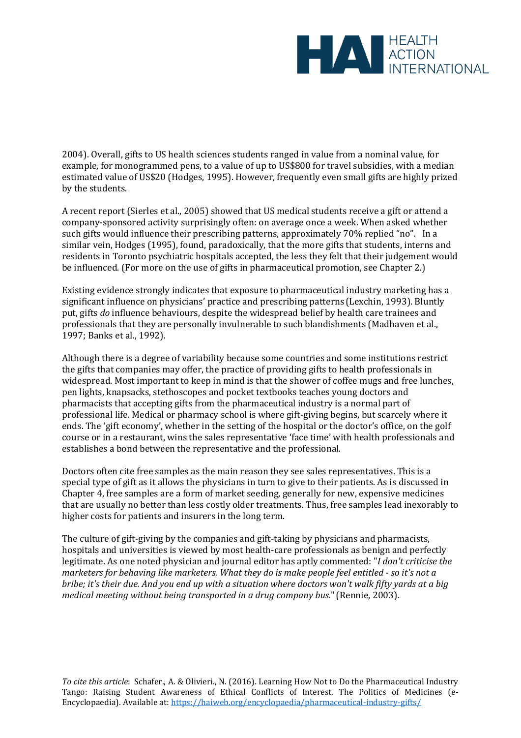2004). Overall, gifts to US health sciences students ranged in value from a nominal value, for example, for monogrammed pens, to a value of up to US$800 for travel subsidies, with a median estimated value of US$20 (Hodges, 1995). However, frequently even small gifts are highly prized by the students.

A recent report (Sierles et al., 2005) showed that US medical students receive a gift or attend a company-sponsored activity surprisingly often: on average once a week. When asked whether such gifts would influence their prescribing patterns, approximately 70% replied "no". In a similar vein, Hodges (1995), found, paradoxically, that the more gifts that students, interns and residents in Toronto psychiatric hospitals accepted, the less they felt that their judgement would be influenced. (For more on the use of gifts in pharmaceutical promotion, see Chapter 2.)

Existing evidence strongly indicates that exposure to pharmaceutical industry marketing has a significant influence on physicians' practice and prescribing patterns (Lexchin, 1993). Bluntly put, gifts *do* influence behaviours, despite the widespread belief by health care trainees and professionals that they are personally invulnerable to such blandishments (Madhaven et al., 1997; Banks et al., 1992).

Although there is a degree of variability because some countries and some institutions restrict the gifts that companies may offer, the practice of providing gifts to health professionals in widespread. Most important to keep in mind is that the shower of coffee mugs and free lunches, pen lights, knapsacks, stethoscopes and pocket textbooks teaches young doctors and pharmacists that accepting gifts from the pharmaceutical industry is a normal part of professional life. Medical or pharmacy school is where gift-giving begins, but scarcely where it ends. The 'gift economy', whether in the setting of the hospital or the doctor's office, on the golf course or in a restaurant, wins the sales representative 'face time' with health professionals and establishes a bond between the representative and the professional.

Doctors often cite free samples as the main reason they see sales representatives. This is a special type of gift as it allows the physicians in turn to give to their patients. As is discussed in Chapter 4, free samples are a form of market seeding, generally for new, expensive medicines that are usually no better than less costly older treatments. Thus, free samples lead inexorably to higher costs for patients and insurers in the long term.

The culture of gift-giving by the companies and gift-taking by physicians and pharmacists, hospitals and universities is viewed by most health-care professionals as benign and perfectly legitimate. As one noted physician and journal editor has aptly commented: "*I don't criticise the marketers for behaving like marketers. What they do is make people feel entitled - so it's not a bribe; it's their due. And you end up with a situation where doctors won't walk fifty yards at a big medical meeting without being transported in a drug company bus.*" (Rennie, 2003).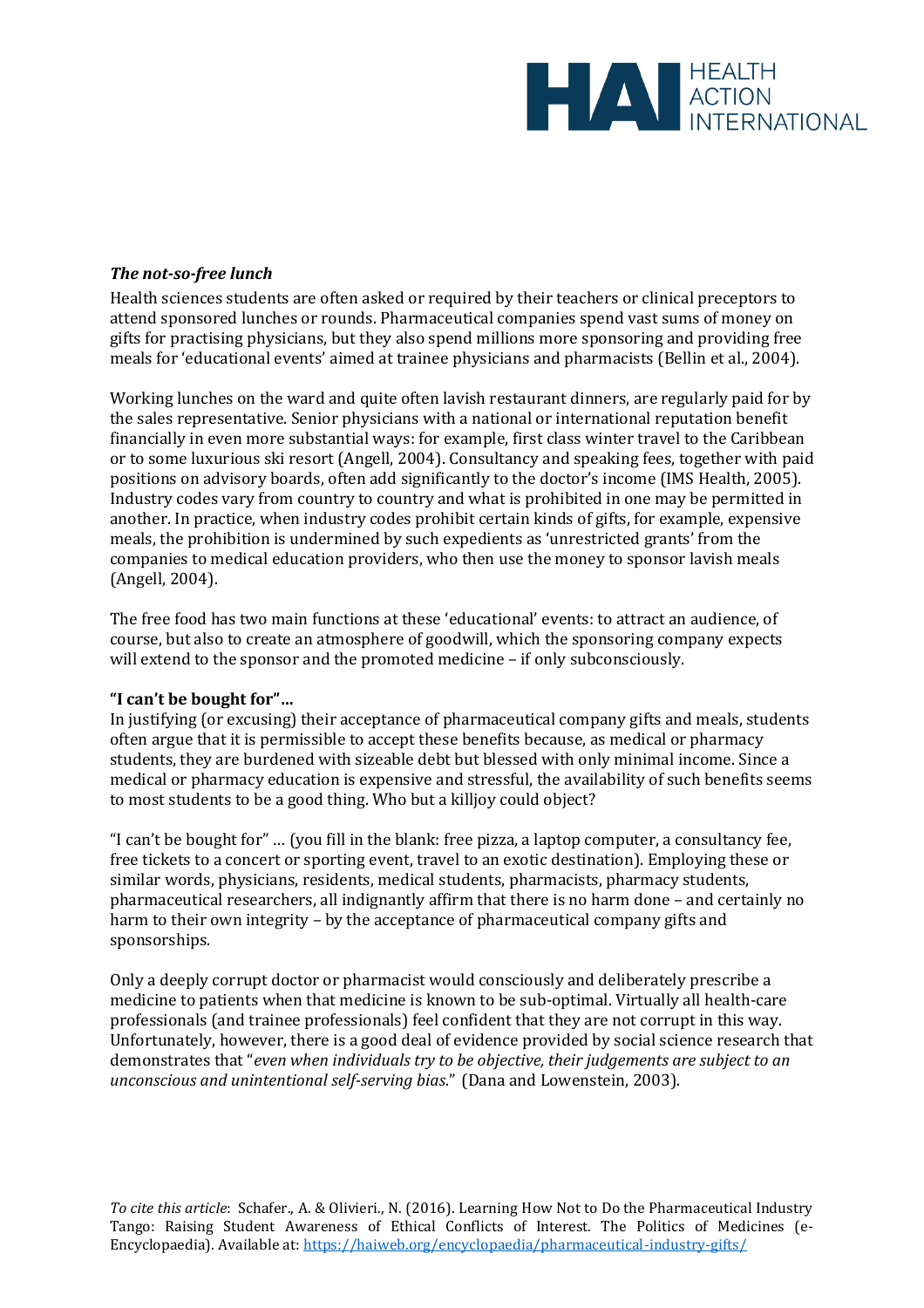### *The not-so-free lunch*

Health sciences students are often asked or required by their teachers or clinical preceptors to attend sponsored lunches or rounds. Pharmaceutical companies spend vast sums of money on gifts for practising physicians, but they also spend millions more sponsoring and providing free meals for 'educational events' aimed at trainee physicians and pharmacists (Bellin et al., 2004).

Working lunches on the ward and quite often lavish restaurant dinners, are regularly paid for by the sales representative. Senior physicians with a national or international reputation benefit financially in even more substantial ways: for example, first class winter travel to the Caribbean or to some luxurious ski resort (Angell, 2004). Consultancy and speaking fees, together with paid positions on advisory boards, often add significantly to the doctor's income (IMS Health, 2005). Industry codes vary from country to country and what is prohibited in one may be permitted in another. In practice, when industry codes prohibit certain kinds of gifts, for example, expensive meals, the prohibition is undermined by such expedients as 'unrestricted grants' from the companies to medical education providers, who then use the money to sponsor lavish meals (Angell, 2004).

The free food has two main functions at these 'educational' events: to attract an audience, of course, but also to create an atmosphere of goodwill, which the sponsoring company expects will extend to the sponsor and the promoted medicine – if only subconsciously.

### "I can't be bought for"…

In justifying (or excusing) their acceptance of pharmaceutical company gifts and meals, students often argue that it is permissible to accept these benefits because, as medical or pharmacy students, they are burdened with sizeable debt but blessed with only minimal income. Since a medical or pharmacy education is expensive and stressful, the availability of such benefits seems to most students to be a good thing. Who but a killjoy could object?

"I can't be bought for" … (you fill in the blank: free pizza, a laptop computer, a consultancy fee, free tickets to a concert or sporting event, travel to an exotic destination). Employing these or similar words, physicians, residents, medical students, pharmacists, pharmacy students, pharmaceutical researchers, all indignantly affirm that there is no harm done – and certainly no harm to their own integrity – by the acceptance of pharmaceutical company gifts and sponsorships.

Only a deeply corrupt doctor or pharmacist would consciously and deliberately prescribe a medicine to patients when that medicine is known to be sub-optimal. Virtually all health-care professionals (and trainee professionals) feel confident that they are not corrupt in this way. Unfortunately, however, there is a good deal of evidence provided by social science research that demonstrates that "*even when individuals try to be objective, their judgements are subject to an unconscious and unintentional self-serving bias*." (Dana and Lowenstein, 2003).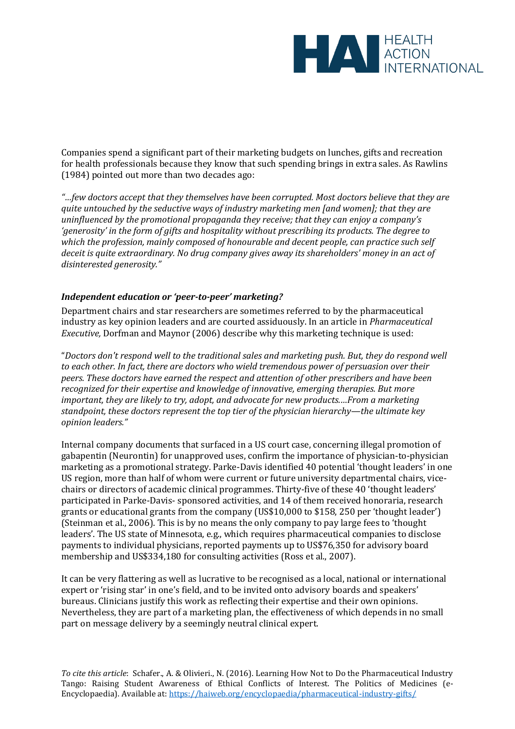Companies spend a significant part of their marketing budgets on lunches, gifts and recreation for health professionals because they know that such spending brings in extra sales. As Rawlins (1984) pointed out more than two decades ago:

*"…few doctors accept that they themselves have been corrupted. Most doctors believe that they are quite untouched by the seductive ways of industry marketing men [and women]; that they are uninfluenced by the promotional propaganda they receive; that they can enjoy a company's 'generosity' in the form of gifts and hospitality without prescribing its products. The degree to which the profession, mainly composed of honourable and decent people, can practice such self deceit is quite extraordinary. No drug company gives away its shareholders' money in an act of disinterested generosity."*

### *Independent education or 'peer-to-peer' marketing?*

Department chairs and star researchers are sometimes referred to by the pharmaceutical industry as key opinion leaders and are courted assiduously. In an article in *Pharmaceutical Executive,* Dorfman and Maynor (2006) describe why this marketing technique is used:

"*Doctors don't respond well to the traditional sales and marketing push. But, they do respond well to each other. In fact, there are doctors who wield tremendous power of persuasion over their peers. These doctors have earned the respect and attention of other prescribers and have been recognized for their expertise and knowledge of innovative, emerging therapies. But more important, they are likely to try, adopt, and advocate for new products.…From a marketing standpoint, these doctors represent the top tier of the physician hierarchy—the ultimate key opinion leaders."*

Internal company documents that surfaced in a US court case, concerning illegal promotion of gabapentin (Neurontin) for unapproved uses, confirm the importance of physician-to-physician marketing as a promotional strategy. Parke-Davis identified 40 potential 'thought leaders' in one US region, more than half of whom were current or future university departmental chairs, vice-chairs or directors of academic clinical programmes. Thirty-five of these 40 'thought leaders' participated in Parke-Davis- sponsored activities, and 14 of them received honoraria, research grants or educational grants from the company (US$10,000 to $158, 250 per 'thought leader') (Steinman et al., 2006). This is by no means the only company to pay large fees to 'thought leaders'. The US state of Minnesota, e.g., which requires pharmaceutical companies to disclose payments to individual physicians, reported payments up to US$76,350 for advisory board membership and US$334,180 for consulting activities (Ross et al., 2007).

It can be very flattering as well as lucrative to be recognised as a local, national or international expert or 'rising star' in one's field, and to be invited onto advisory boards and speakers' bureaus. Clinicians justify this work as reflecting their expertise and their own opinions. Nevertheless, they are part of a marketing plan, the effectiveness of which depends in no small part on message delivery by a seemingly neutral clinical expert.

*To cite this article*: Schafer., A. & Olivieri., N. (2016). Learning How Not to Do the Pharmaceutical Industry Tango: Raising Student Awareness of Ethical Conflicts of Interest. The Politics of Medicines (e-Encyclopaedia). Available at: https://haiweb.org/encyclopaedia/pharmaceutical-industry-gifts/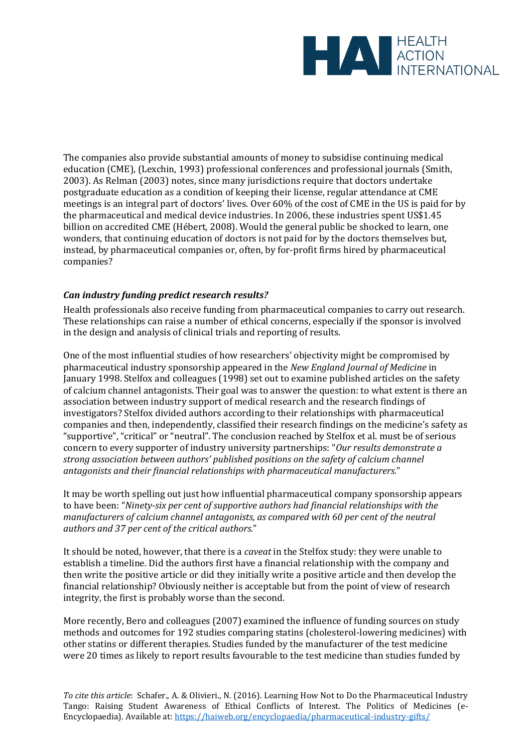The companies also provide substantial amounts of money to subsidise continuing medical education (CME), (Lexchin, 1993) professional conferences and professional journals (Smith, 2003). As Relman (2003) notes, since many jurisdictions require that doctors undertake postgraduate education as a condition of keeping their license, regular attendance at CME meetings is an integral part of doctors' lives. Over 60% of the cost of CME in the US is paid for by the pharmaceutical and medical device industries. In 2006, these industries spent US$1.45 billion on accredited CME (Hébert, 2008). Would the general public be shocked to learn, one wonders, that continuing education of doctors is not paid for by the doctors themselves but, instead, by pharmaceutical companies or, often, by for-profit firms hired by pharmaceutical companies?

### *Can industry funding predict research results?*

Health professionals also receive funding from pharmaceutical companies to carry out research. These relationships can raise a number of ethical concerns, especially if the sponsor is involved in the design and analysis of clinical trials and reporting of results.

One of the most influential studies of how researchers' objectivity might be compromised by pharmaceutical industry sponsorship appeared in the *New England Journal of Medicine* in January 1998. Stelfox and colleagues (1998) set out to examine published articles on the safety of calcium channel antagonists. Their goal was to answer the question: to what extent is there an association between industry support of medical research and the research findings of investigators? Stelfox divided authors according to their relationships with pharmaceutical companies and then, independently, classified their research findings on the medicine's safety as "supportive", "critical" or "neutral". The conclusion reached by Stelfox et al. must be of serious concern to every supporter of industry university partnerships: "*Our results demonstrate a strong association between authors' published positions on the safety of calcium channel antagonists and their financial relationships with pharmaceutical manufacturers.*"

It may be worth spelling out just how influential pharmaceutical company sponsorship appears to have been: "*Ninety-six per cent of supportive authors had financial relationships with the manufacturers of calcium channel antagonists, as compared with 60 per cent of the neutral authors and 37 per cent of the critical authors.*"

It should be noted, however, that there is a *caveat* in the Stelfox study: they were unable to establish a timeline. Did the authors first have a financial relationship with the company and then write the positive article or did they initially write a positive article and then develop the financial relationship? Obviously neither is acceptable but from the point of view of research integrity, the first is probably worse than the second.

More recently, Bero and colleagues (2007) examined the influence of funding sources on study methods and outcomes for 192 studies comparing statins (cholesterol-lowering medicines) with other statins or different therapies. Studies funded by the manufacturer of the test medicine were 20 times as likely to report results favourable to the test medicine than studies funded by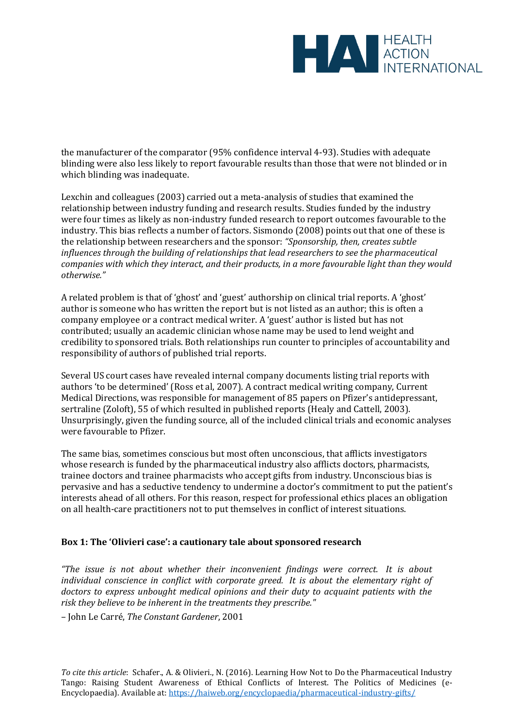the manufacturer of the comparator (95% confidence interval 4-93). Studies with adequate blinding were also less likely to report favourable results than those that were not blinded or in which blinding was inadequate.

Lexchin and colleagues (2003) carried out a meta-analysis of studies that examined the relationship between industry funding and research results. Studies funded by the industry were four times as likely as non-industry funded research to report outcomes favourable to the industry. This bias reflects a number of factors. Sismondo (2008) points out that one of these is the relationship between researchers and the sponsor: *"Sponsorship, then, creates subtle influences through the building of relationships that lead researchers to see the pharmaceutical companies with which they interact, and their products, in a more favourable light than they would otherwise."*

A related problem is that of 'ghost' and 'guest' authorship on clinical trial reports. A 'ghost' author is someone who has written the report but is not listed as an author; this is often a company employee or a contract medical writer. A 'guest' author is listed but has not contributed; usually an academic clinician whose name may be used to lend weight and credibility to sponsored trials. Both relationships run counter to principles of accountability and responsibility of authors of published trial reports.

Several US court cases have revealed internal company documents listing trial reports with authors 'to be determined' (Ross et al, 2007). A contract medical writing company, Current Medical Directions, was responsible for management of 85 papers on Pfizer's antidepressant, sertraline (Zoloft), 55 of which resulted in published reports (Healy and Cattell, 2003). Unsurprisingly, given the funding source, all of the included clinical trials and economic analyses were favourable to Pfizer.

The same bias, sometimes conscious but most often unconscious, that afflicts investigators whose research is funded by the pharmaceutical industry also afflicts doctors, pharmacists, trainee doctors and trainee pharmacists who accept gifts from industry. Unconscious bias is pervasive and has a seductive tendency to undermine a doctor's commitment to put the patient's interests ahead of all others. For this reason, respect for professional ethics places an obligation on all health-care practitioners not to put themselves in conflict of interest situations.

**Box 1: The 'Olivieri case': a cautionary tale about sponsored research**

*"The issue is not about whether their inconvenient findings were correct. It is about individual conscience in conflict with corporate greed. It is about the elementary right of doctors to express unbought medical opinions and their duty to acquaint patients with the risk they believe to be inherent in the treatments they prescribe."*

– John Le Carré, *The Constant Gardener*, 2001

*To cite this article*: Schafer., A. & Olivieri., N. (2016). Learning How Not to Do the Pharmaceutical Industry Tango: Raising Student Awareness of Ethical Conflicts of Interest. The Politics of Medicines (e-Encyclopaedia). Available at: https://haiweb.org/encyclopaedia/pharmaceutical-industry-gifts/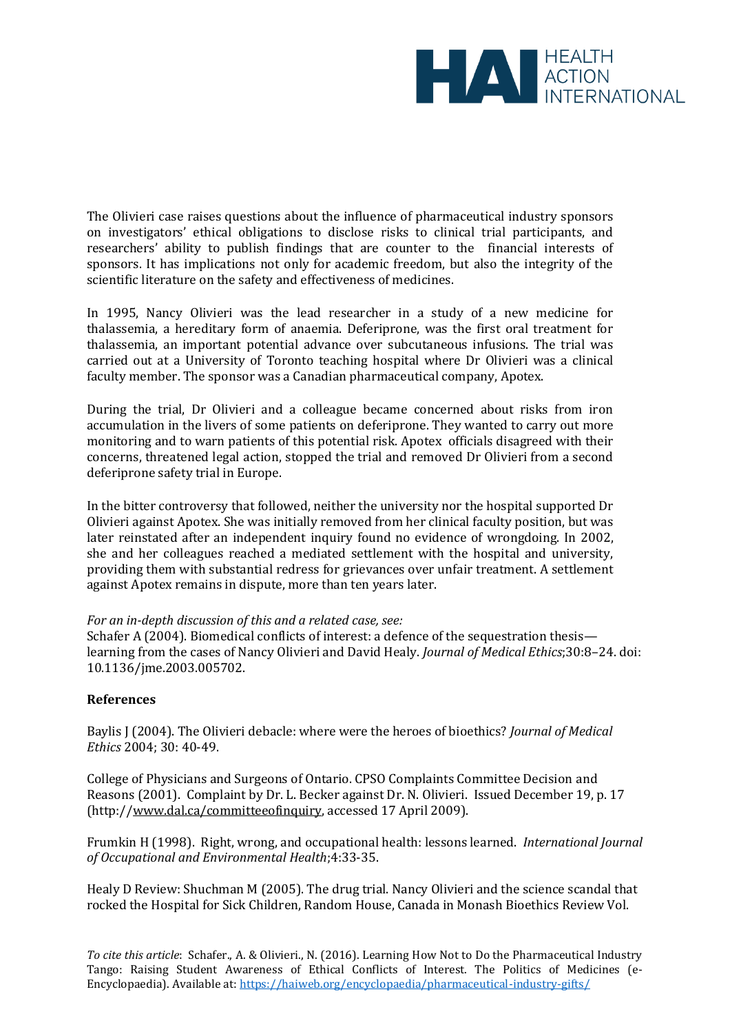The Olivieri case raises questions about the influence of pharmaceutical industry sponsors on investigators' ethical obligations to disclose risks to clinical trial participants, and researchers' ability to publish findings that are counter to the financial interests of sponsors. It has implications not only for academic freedom, but also the integrity of the scientific literature on the safety and effectiveness of medicines.

In 1995, Nancy Olivieri was the lead researcher in a study of a new medicine for thalassemia, a hereditary form of anaemia. Deferiprone, was the first oral treatment for thalassemia, an important potential advance over subcutaneous infusions. The trial was carried out at a University of Toronto teaching hospital where Dr Olivieri was a clinical faculty member. The sponsor was a Canadian pharmaceutical company, Apotex.

During the trial, Dr Olivieri and a colleague became concerned about risks from iron accumulation in the livers of some patients on deferiprone. They wanted to carry out more monitoring and to warn patients of this potential risk. Apotex officials disagreed with their concerns, threatened legal action, stopped the trial and removed Dr Olivieri from a second deferiprone safety trial in Europe.

In the bitter controversy that followed, neither the university nor the hospital supported Dr Olivieri against Apotex. She was initially removed from her clinical faculty position, but was later reinstated after an independent inquiry found no evidence of wrongdoing. In 2002, she and her colleagues reached a mediated settlement with the hospital and university, providing them with substantial redress for grievances over unfair treatment. A settlement against Apotex remains in dispute, more than ten years later.

*For an in-depth discussion of this and a related case, see:*
Schafer A (2004). Biomedical conflicts of interest: a defence of the sequestration thesis—learning from the cases of Nancy Olivieri and David Healy. *Journal of Medical Ethics*;30:8–24. doi: 10.1136/jme.2003.005702.

**References**

Baylis J (2004). The Olivieri debacle: where were the heroes of bioethics? *Journal of Medical Ethics* 2004; 30: 40-49.

College of Physicians and Surgeons of Ontario. CPSO Complaints Committee Decision and Reasons (2001). Complaint by Dr. L. Becker against Dr. N. Olivieri. Issued December 19, p. 17 (http://www.dal.ca/committeeofinquiry, accessed 17 April 2009).

Frumkin H (1998). Right, wrong, and occupational health: lessons learned. *International Journal of Occupational and Environmental Health*;4:33-35.

Healy D Review: Shuchman M (2005). The drug trial. Nancy Olivieri and the science scandal that rocked the Hospital for Sick Children, Random House, Canada in Monash Bioethics Review Vol.

*To cite this article*: Schafer., A. & Olivieri., N. (2016). Learning How Not to Do the Pharmaceutical Industry Tango: Raising Student Awareness of Ethical Conflicts of Interest. The Politics of Medicines (e-Encyclopaedia). Available at: https://haiweb.org/encyclopaedia/pharmaceutical-industry-gifts/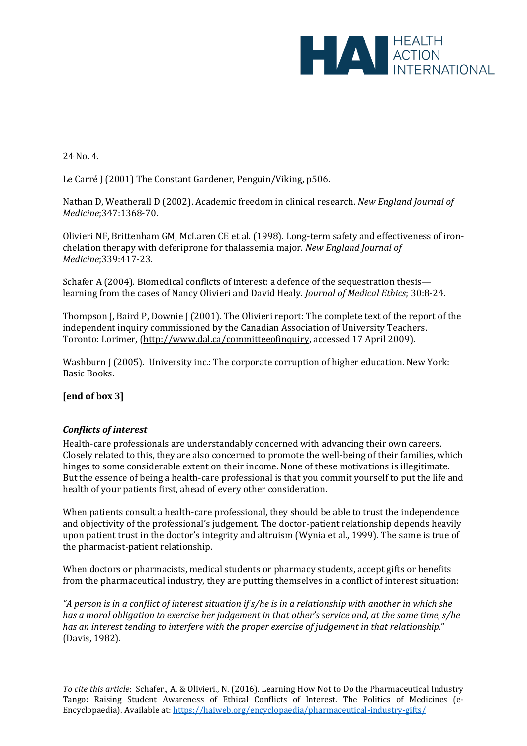24 No. 4.

Le Carré J (2001) The Constant Gardener, Penguin/Viking, p506.

Nathan D, Weatherall D (2002). Academic freedom in clinical research. *New England Journal of Medicine*;347:1368-70.

Olivieri NF, Brittenham GM, McLaren CE et al. (1998). Long-term safety and effectiveness of iron-chelation therapy with deferiprone for thalassemia major. *New England Journal of Medicine*;339:417-23.

Schafer A (2004). Biomedical conflicts of interest: a defence of the sequestration thesis—learning from the cases of Nancy Olivieri and David Healy. *Journal of Medical Ethics*; 30:8-24.

Thompson J, Baird P, Downie J (2001). The Olivieri report: The complete text of the report of the independent inquiry commissioned by the Canadian Association of University Teachers. Toronto: Lorimer, (http://www.dal.ca/committeeofinquiry, accessed 17 April 2009).

Washburn J (2005). University inc.: The corporate corruption of higher education. New York: Basic Books.

**[end of box 3]**

### *Conflicts of interest*

Health-care professionals are understandably concerned with advancing their own careers. Closely related to this, they are also concerned to promote the well-being of their families, which hinges to some considerable extent on their income. None of these motivations is illegitimate. But the essence of being a health-care professional is that you commit yourself to put the life and health of your patients first, ahead of every other consideration.

When patients consult a health-care professional, they should be able to trust the independence and objectivity of the professional's judgement. The doctor-patient relationship depends heavily upon patient trust in the doctor's integrity and altruism (Wynia et al., 1999). The same is true of the pharmacist-patient relationship.

When doctors or pharmacists, medical students or pharmacy students, accept gifts or benefits from the pharmaceutical industry, they are putting themselves in a conflict of interest situation:

*"A person is in a conflict of interest situation if s/he is in a relationship with another in which she has a moral obligation to exercise her judgement in that other's service and, at the same time, s/he has an interest tending to interfere with the proper exercise of judgement in that relationship*." (Davis, 1982).

*To cite this article*: Schafer., A. & Olivieri., N. (2016). Learning How Not to Do the Pharmaceutical Industry Tango: Raising Student Awareness of Ethical Conflicts of Interest. The Politics of Medicines (e-Encyclopaedia). Available at: https://haiweb.org/encyclopaedia/pharmaceutical-industry-gifts/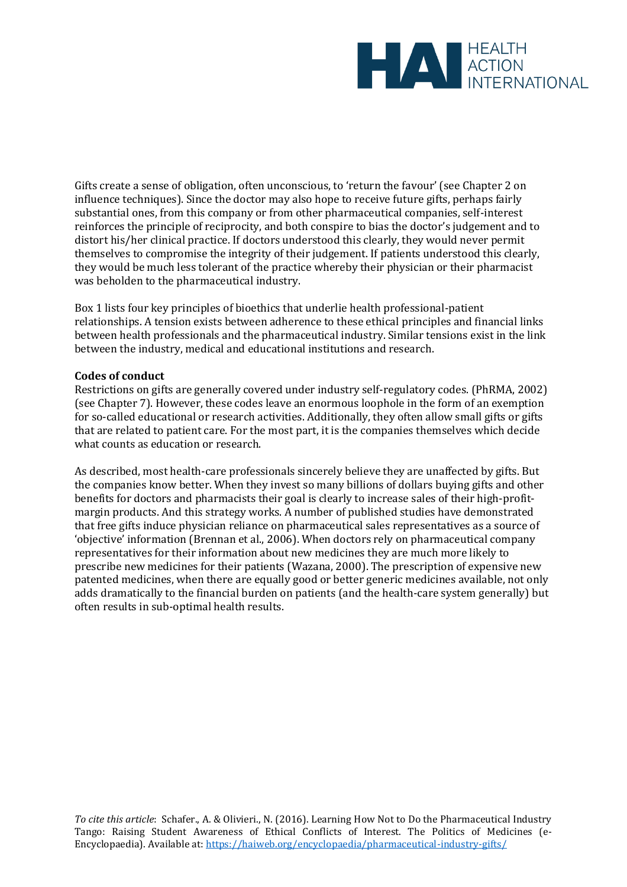Gifts create a sense of obligation, often unconscious, to 'return the favour' (see Chapter 2 on influence techniques). Since the doctor may also hope to receive future gifts, perhaps fairly substantial ones, from this company or from other pharmaceutical companies, self-interest reinforces the principle of reciprocity, and both conspire to bias the doctor's judgement and to distort his/her clinical practice. If doctors understood this clearly, they would never permit themselves to compromise the integrity of their judgement. If patients understood this clearly, they would be much less tolerant of the practice whereby their physician or their pharmacist was beholden to the pharmaceutical industry.

Box 1 lists four key principles of bioethics that underlie health professional-patient relationships. A tension exists between adherence to these ethical principles and financial links between health professionals and the pharmaceutical industry. Similar tensions exist in the link between the industry, medical and educational institutions and research.

**Codes of conduct**

Restrictions on gifts are generally covered under industry self-regulatory codes. (PhRMA, 2002) (see Chapter 7). However, these codes leave an enormous loophole in the form of an exemption for so-called educational or research activities. Additionally, they often allow small gifts or gifts that are related to patient care. For the most part, it is the companies themselves which decide what counts as education or research.

As described, most health-care professionals sincerely believe they are unaffected by gifts. But the companies know better. When they invest so many billions of dollars buying gifts and other benefits for doctors and pharmacists their goal is clearly to increase sales of their high-profit-margin products. And this strategy works. A number of published studies have demonstrated that free gifts induce physician reliance on pharmaceutical sales representatives as a source of 'objective' information (Brennan et al., 2006). When doctors rely on pharmaceutical company representatives for their information about new medicines they are much more likely to prescribe new medicines for their patients (Wazana, 2000). The prescription of expensive new patented medicines, when there are equally good or better generic medicines available, not only adds dramatically to the financial burden on patients (and the health-care system generally) but often results in sub-optimal health results.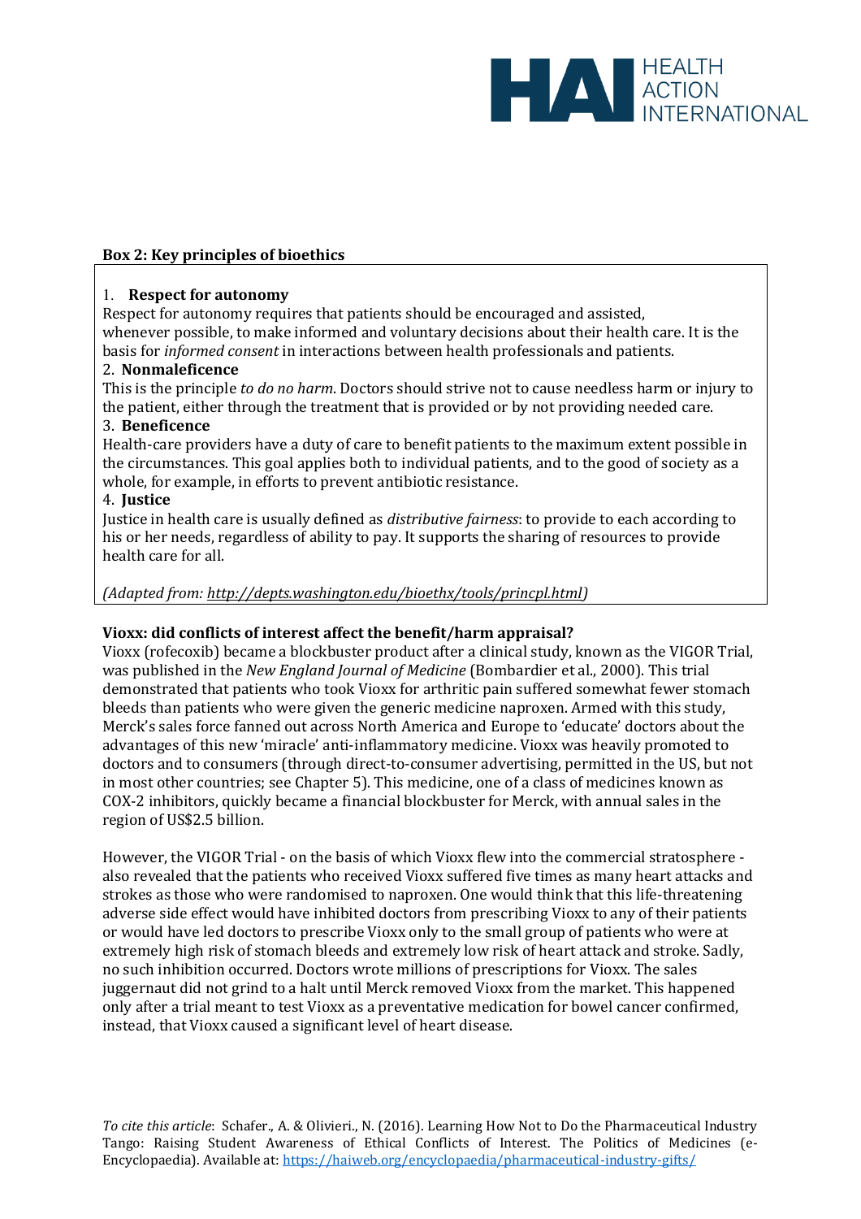**Box 2: Key principles of bioethics**

1. **Respect for autonomy**

Respect for autonomy requires that patients should be encouraged and assisted, whenever possible, to make informed and voluntary decisions about their health care. It is the basis for *informed consent* in interactions between health professionals and patients.

2. **Nonmaleficence**

This is the principle *to do no harm*. Doctors should strive not to cause needless harm or injury to the patient, either through the treatment that is provided or by not providing needed care.

3. **Beneficence**

Health-care providers have a duty of care to benefit patients to the maximum extent possible in the circumstances. This goal applies both to individual patients, and to the good of society as a whole, for example, in efforts to prevent antibiotic resistance.

4. **Justice**

Justice in health care is usually defined as *distributive fairness*: to provide to each according to his or her needs, regardless of ability to pay. It supports the sharing of resources to provide health care for all.

*(Adapted from: http://depts.washington.edu/bioethx/tools/princpl.html)*

**Vioxx: did conflicts of interest affect the benefit/harm appraisal?**

Vioxx (rofecoxib) became a blockbuster product after a clinical study, known as the VIGOR Trial, was published in the *New England Journal of Medicine* (Bombardier et al., 2000). This trial demonstrated that patients who took Vioxx for arthritic pain suffered somewhat fewer stomach bleeds than patients who were given the generic medicine naproxen. Armed with this study, Merck's sales force fanned out across North America and Europe to 'educate' doctors about the advantages of this new 'miracle' anti-inflammatory medicine. Vioxx was heavily promoted to doctors and to consumers (through direct-to-consumer advertising, permitted in the US, but not in most other countries; see Chapter 5). This medicine, one of a class of medicines known as COX-2 inhibitors, quickly became a financial blockbuster for Merck, with annual sales in the region of US$2.5 billion.

However, the VIGOR Trial - on the basis of which Vioxx flew into the commercial stratosphere - also revealed that the patients who received Vioxx suffered five times as many heart attacks and strokes as those who were randomised to naproxen. One would think that this life-threatening adverse side effect would have inhibited doctors from prescribing Vioxx to any of their patients or would have led doctors to prescribe Vioxx only to the small group of patients who were at extremely high risk of stomach bleeds and extremely low risk of heart attack and stroke. Sadly, no such inhibition occurred. Doctors wrote millions of prescriptions for Vioxx. The sales juggernaut did not grind to a halt until Merck removed Vioxx from the market. This happened only after a trial meant to test Vioxx as a preventative medication for bowel cancer confirmed, instead, that Vioxx caused a significant level of heart disease.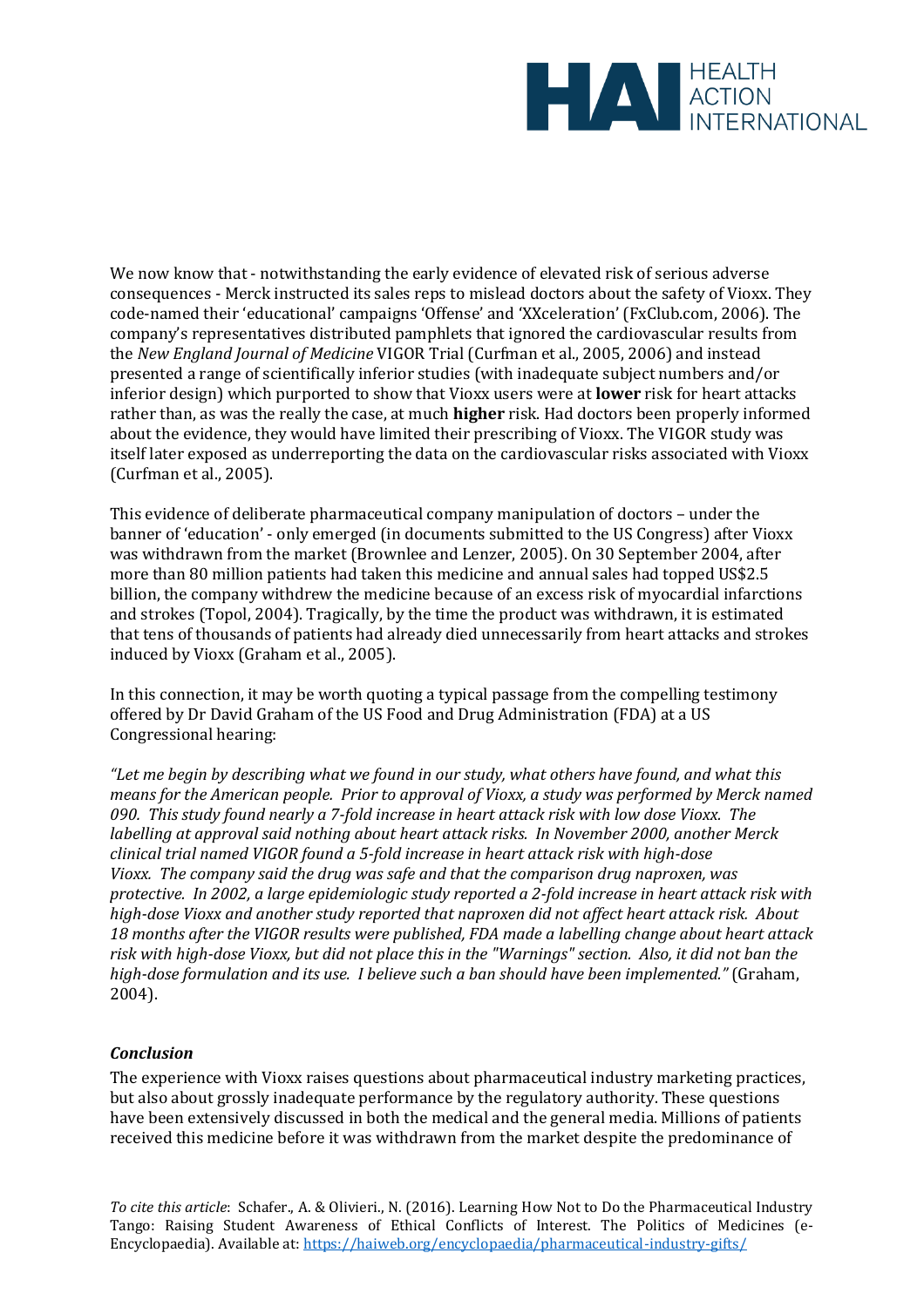We now know that - notwithstanding the early evidence of elevated risk of serious adverse consequences - Merck instructed its sales reps to mislead doctors about the safety of Vioxx. They code-named their 'educational' campaigns 'Offense' and 'XXceleration' (FxClub.com, 2006). The company's representatives distributed pamphlets that ignored the cardiovascular results from the *New England Journal of Medicine* VIGOR Trial (Curfman et al., 2005, 2006) and instead presented a range of scientifically inferior studies (with inadequate subject numbers and/or inferior design) which purported to show that Vioxx users were at **lower** risk for heart attacks rather than, as was the really the case, at much **higher** risk. Had doctors been properly informed about the evidence, they would have limited their prescribing of Vioxx. The VIGOR study was itself later exposed as underreporting the data on the cardiovascular risks associated with Vioxx (Curfman et al., 2005).

This evidence of deliberate pharmaceutical company manipulation of doctors – under the banner of 'education' - only emerged (in documents submitted to the US Congress) after Vioxx was withdrawn from the market (Brownlee and Lenzer, 2005). On 30 September 2004, after more than 80 million patients had taken this medicine and annual sales had topped US$2.5 billion, the company withdrew the medicine because of an excess risk of myocardial infarctions and strokes (Topol, 2004). Tragically, by the time the product was withdrawn, it is estimated that tens of thousands of patients had already died unnecessarily from heart attacks and strokes induced by Vioxx (Graham et al., 2005).

In this connection, it may be worth quoting a typical passage from the compelling testimony offered by Dr David Graham of the US Food and Drug Administration (FDA) at a US Congressional hearing:

*"Let me begin by describing what we found in our study, what others have found, and what this means for the American people. Prior to approval of Vioxx, a study was performed by Merck named 090. This study found nearly a 7-fold increase in heart attack risk with low dose Vioxx. The labelling at approval said nothing about heart attack risks. In November 2000, another Merck clinical trial named VIGOR found a 5-fold increase in heart attack risk with high-dose Vioxx. The company said the drug was safe and that the comparison drug naproxen, was protective. In 2002, a large epidemiologic study reported a 2-fold increase in heart attack risk with high-dose Vioxx and another study reported that naproxen did not affect heart attack risk. About 18 months after the VIGOR results were published, FDA made a labelling change about heart attack risk with high-dose Vioxx, but did not place this in the "Warnings" section. Also, it did not ban the high-dose formulation and its use. I believe such a ban should have been implemented."* (Graham, 2004).

### *Conclusion*

The experience with Vioxx raises questions about pharmaceutical industry marketing practices, but also about grossly inadequate performance by the regulatory authority. These questions have been extensively discussed in both the medical and the general media. Millions of patients received this medicine before it was withdrawn from the market despite the predominance of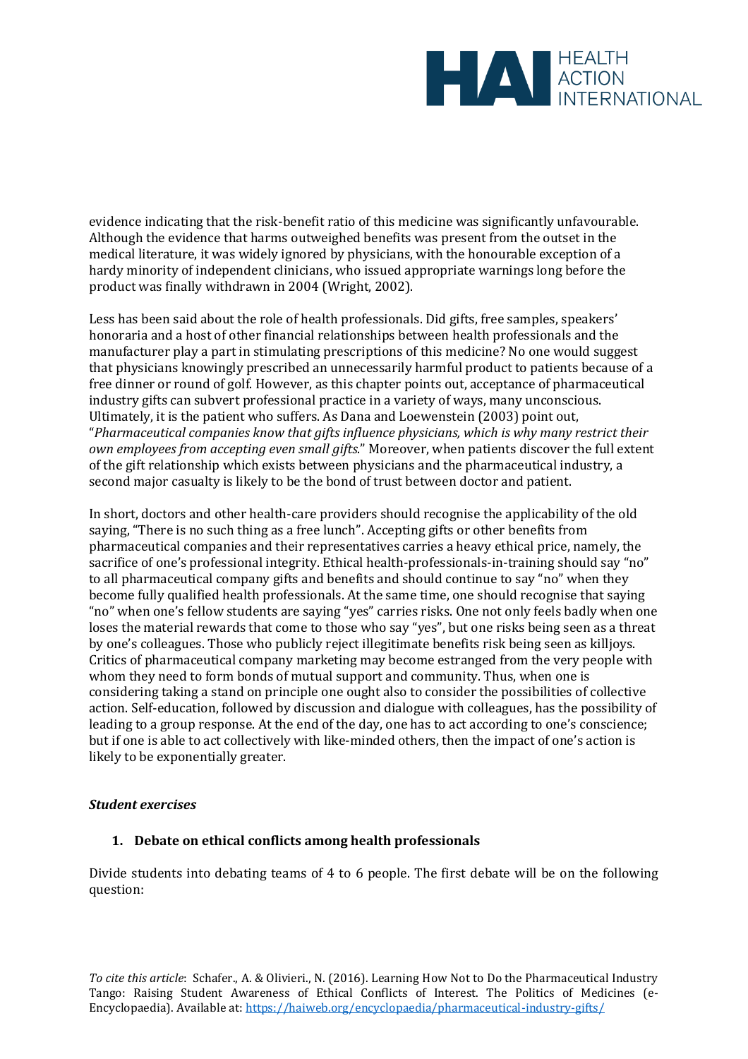evidence indicating that the risk-benefit ratio of this medicine was significantly unfavourable. Although the evidence that harms outweighed benefits was present from the outset in the medical literature, it was widely ignored by physicians, with the honourable exception of a hardy minority of independent clinicians, who issued appropriate warnings long before the product was finally withdrawn in 2004 (Wright, 2002).

Less has been said about the role of health professionals. Did gifts, free samples, speakers' honoraria and a host of other financial relationships between health professionals and the manufacturer play a part in stimulating prescriptions of this medicine? No one would suggest that physicians knowingly prescribed an unnecessarily harmful product to patients because of a free dinner or round of golf. However, as this chapter points out, acceptance of pharmaceutical industry gifts can subvert professional practice in a variety of ways, many unconscious. Ultimately, it is the patient who suffers. As Dana and Loewenstein (2003) point out, "*Pharmaceutical companies know that gifts influence physicians, which is why many restrict their own employees from accepting even small gifts.*" Moreover, when patients discover the full extent of the gift relationship which exists between physicians and the pharmaceutical industry, a second major casualty is likely to be the bond of trust between doctor and patient.

In short, doctors and other health-care providers should recognise the applicability of the old saying, "There is no such thing as a free lunch". Accepting gifts or other benefits from pharmaceutical companies and their representatives carries a heavy ethical price, namely, the sacrifice of one's professional integrity. Ethical health-professionals-in-training should say "no" to all pharmaceutical company gifts and benefits and should continue to say "no" when they become fully qualified health professionals. At the same time, one should recognise that saying "no" when one's fellow students are saying "yes" carries risks. One not only feels badly when one loses the material rewards that come to those who say "yes", but one risks being seen as a threat by one's colleagues. Those who publicly reject illegitimate benefits risk being seen as killjoys. Critics of pharmaceutical company marketing may become estranged from the very people with whom they need to form bonds of mutual support and community. Thus, when one is considering taking a stand on principle one ought also to consider the possibilities of collective action. Self-education, followed by discussion and dialogue with colleagues, has the possibility of leading to a group response. At the end of the day, one has to act according to one's conscience; but if one is able to act collectively with like-minded others, then the impact of one's action is likely to be exponentially greater.

***Student exercises***

1. **Debate on ethical conflicts among health professionals**

Divide students into debating teams of 4 to 6 people. The first debate will be on the following question:

*To cite this article*: Schafer., A. & Olivieri., N. (2016). Learning How Not to Do the Pharmaceutical Industry Tango: Raising Student Awareness of Ethical Conflicts of Interest. The Politics of Medicines (e-Encyclopaedia). Available at: https://haiweb.org/encyclopaedia/pharmaceutical-industry-gifts/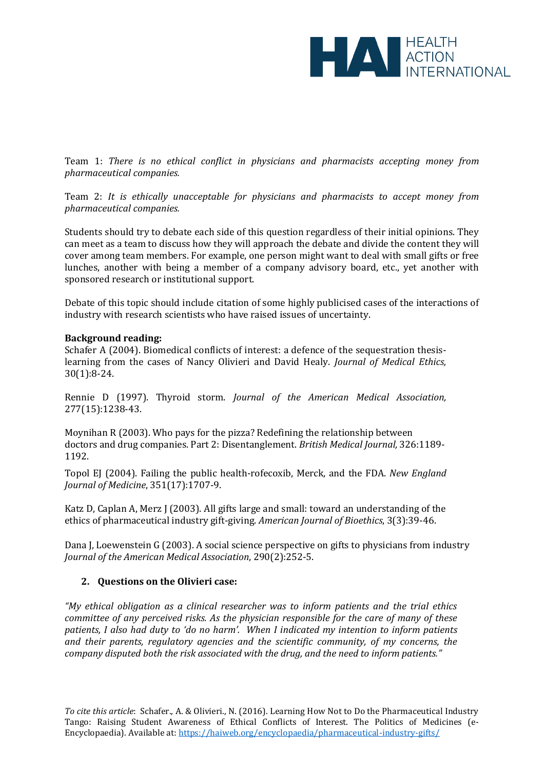Team 1: *There is no ethical conflict in physicians and pharmacists accepting money from pharmaceutical companies.*

Team 2: *It is ethically unacceptable for physicians and pharmacists to accept money from pharmaceutical companies.*

Students should try to debate each side of this question regardless of their initial opinions. They can meet as a team to discuss how they will approach the debate and divide the content they will cover among team members. For example, one person might want to deal with small gifts or free lunches, another with being a member of a company advisory board, etc., yet another with sponsored research or institutional support.

Debate of this topic should include citation of some highly publicised cases of the interactions of industry with research scientists who have raised issues of uncertainty.

**Background reading:**

Schafer A (2004). Biomedical conflicts of interest: a defence of the sequestration thesis-learning from the cases of Nancy Olivieri and David Healy. *Journal of Medical Ethics,* 30(1):8-24.

Rennie D (1997). Thyroid storm. *Journal of the American Medical Association,* 277(15):1238-43.

Moynihan R (2003). Who pays for the pizza? Redefining the relationship between doctors and drug companies. Part 2: Disentanglement. *British Medical Journal,* 326:1189-1192.

Topol EJ (2004). Failing the public health-rofecoxib, Merck, and the FDA. *New England Journal of Medicine*, 351(17):1707-9.

Katz D, Caplan A, Merz J (2003). All gifts large and small: toward an understanding of the ethics of pharmaceutical industry gift-giving. *American Journal of Bioethics*, 3(3):39-46.

Dana J, Loewenstein G (2003). A social science perspective on gifts to physicians from industry *Journal of the American Medical Association*, 290(2):252-5.

## 2. Questions on the Olivieri case:

*"My ethical obligation as a clinical researcher was to inform patients and the trial ethics committee of any perceived risks. As the physician responsible for the care of many of these patients, I also had duty to 'do no harm'. When I indicated my intention to inform patients and their parents, regulatory agencies and the scientific community, of my concerns, the company disputed both the risk associated with the drug, and the need to inform patients."*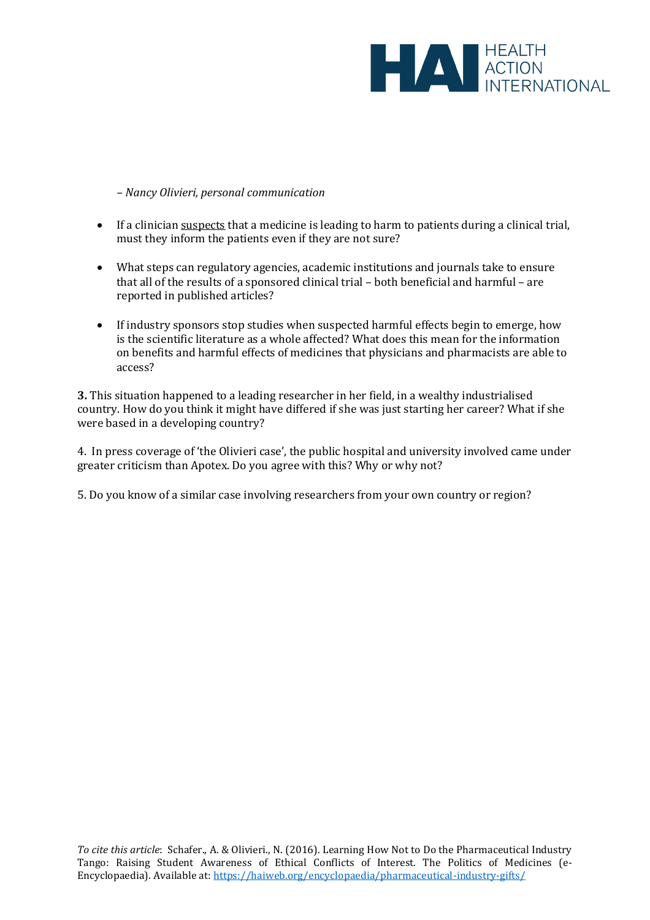*– Nancy Olivieri, personal communication*

- If a clinician <u>suspects</u> that a medicine is leading to harm to patients during a clinical trial, must they inform the patients even if they are not sure?

- What steps can regulatory agencies, academic institutions and journals take to ensure that all of the results of a sponsored clinical trial – both beneficial and harmful – are reported in published articles?

- If industry sponsors stop studies when suspected harmful effects begin to emerge, how is the scientific literature as a whole affected? What does this mean for the information on benefits and harmful effects of medicines that physicians and pharmacists are able to access?

**3.** This situation happened to a leading researcher in her field, in a wealthy industrialised country. How do you think it might have differed if she was just starting her career? What if she were based in a developing country?

4. In press coverage of 'the Olivieri case', the public hospital and university involved came under greater criticism than Apotex. Do you agree with this? Why or why not?

5. Do you know of a similar case involving researchers from your own country or region?

*To cite this article*: Schafer., A. & Olivieri., N. (2016). Learning How Not to Do the Pharmaceutical Industry Tango: Raising Student Awareness of Ethical Conflicts of Interest. The Politics of Medicines (e-Encyclopaedia). Available at: https://haiweb.org/encyclopaedia/pharmaceutical-industry-gifts/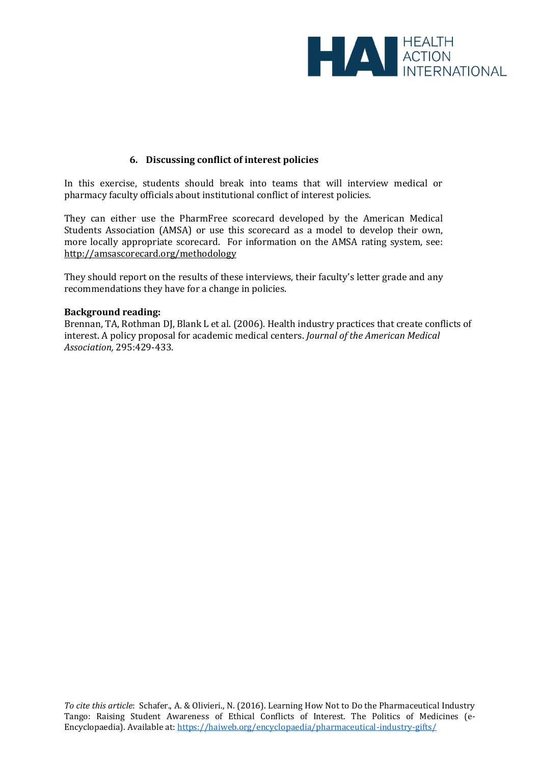### 6. Discussing conflict of interest policies

In this exercise, students should break into teams that will interview medical or pharmacy faculty officials about institutional conflict of interest policies.

They can either use the PharmFree scorecard developed by the American Medical Students Association (AMSA) or use this scorecard as a model to develop their own, more locally appropriate scorecard. For information on the AMSA rating system, see: http://amsascorecard.org/methodology

They should report on the results of these interviews, their faculty's letter grade and any recommendations they have for a change in policies.

**Background reading:**
Brennan, TA, Rothman DJ, Blank L et al. (2006). Health industry practices that create conflicts of interest. A policy proposal for academic medical centers. *Journal of the American Medical Association,* 295:429-433.

*To cite this article*: Schafer., A. & Olivieri., N. (2016). Learning How Not to Do the Pharmaceutical Industry Tango: Raising Student Awareness of Ethical Conflicts of Interest. The Politics of Medicines (e-Encyclopaedia). Available at: https://haiweb.org/encyclopaedia/pharmaceutical-industry-gifts/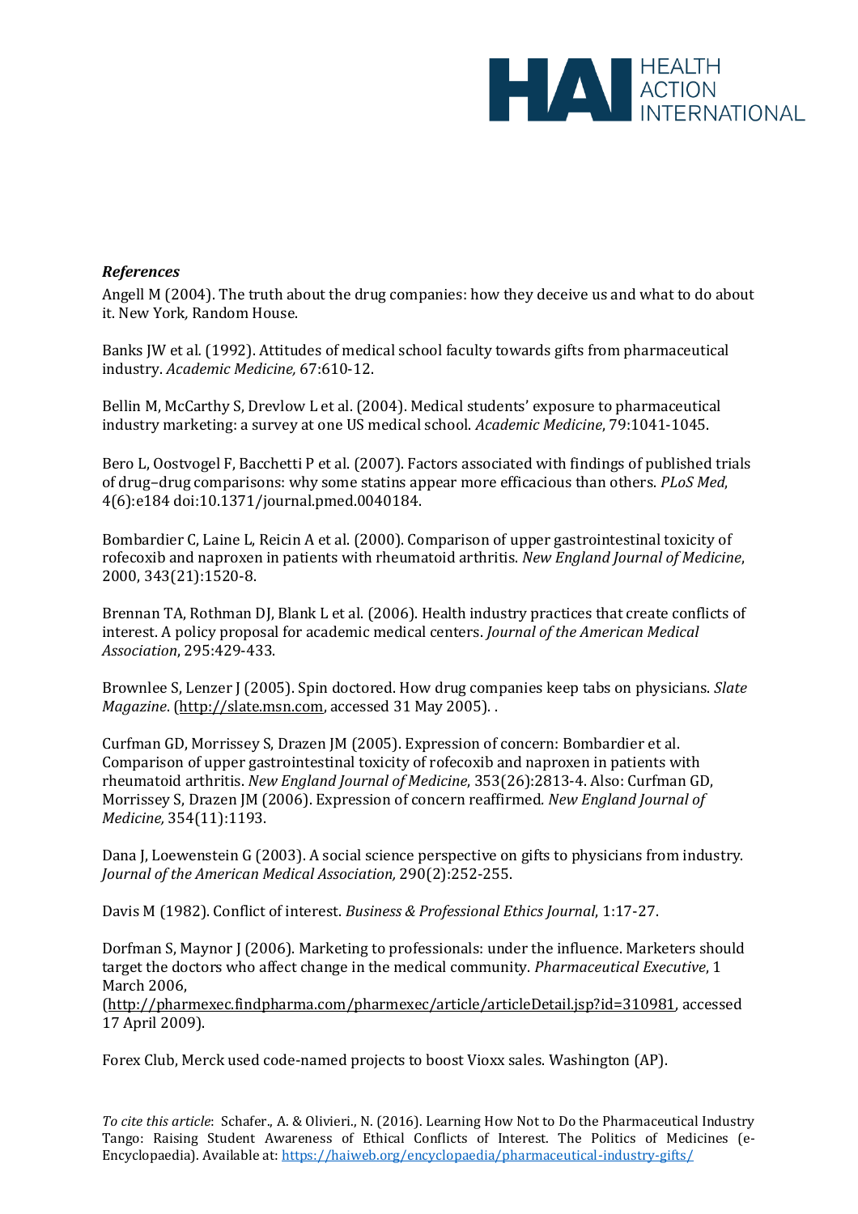### *References*

Angell M (2004). The truth about the drug companies: how they deceive us and what to do about it. New York*,* Random House.

Banks JW et al*.* (1992). Attitudes of medical school faculty towards gifts from pharmaceutical industry. *Academic Medicine,* 67:610-12.

Bellin M, McCarthy S, Drevlow L et al. (2004). Medical students' exposure to pharmaceutical industry marketing: a survey at one US medical school. *Academic Medicine*, 79:1041-1045.

Bero L, Oostvogel F, Bacchetti P et al. (2007). Factors associated with findings of published trials of drug–drug comparisons: why some statins appear more efficacious than others. *PLoS Med*, 4(6):e184 doi:10.1371/journal.pmed.0040184.

Bombardier C, Laine L, Reicin A et al. (2000). Comparison of upper gastrointestinal toxicity of rofecoxib and naproxen in patients with rheumatoid arthritis. *New England Journal of Medicine*, 2000, 343(21):1520-8.

Brennan TA, Rothman DJ, Blank L et al. (2006). Health industry practices that create conflicts of interest. A policy proposal for academic medical centers. *Journal of the American Medical Association*, 295:429-433.

Brownlee S, Lenzer J (2005). Spin doctored. How drug companies keep tabs on physicians. *Slate Magazine*. (http://slate.msn.com, accessed 31 May 2005). .

Curfman GD, Morrissey S, Drazen JM (2005). Expression of concern: Bombardier et al. Comparison of upper gastrointestinal toxicity of rofecoxib and naproxen in patients with rheumatoid arthritis. *New England Journal of Medicine*, 353(26):2813-4. Also: Curfman GD, Morrissey S, Drazen JM (2006). Expression of concern reaffirmed*. New England Journal of Medicine,* 354(11):1193.

Dana J, Loewenstein G (2003). A social science perspective on gifts to physicians from industry. *Journal of the American Medical Association,* 290(2):252-255.

Davis M (1982). Conflict of interest. *Business & Professional Ethics Journal*, 1:17-27.

Dorfman S, Maynor J (2006). Marketing to professionals: under the influence. Marketers should target the doctors who affect change in the medical community. *Pharmaceutical Executive*, 1 March 2006, (http://pharmexec.findpharma.com/pharmexec/article/articleDetail.jsp?id=310981, accessed 17 April 2009).

Forex Club, Merck used code-named projects to boost Vioxx sales. Washington (AP).

*To cite this article*: Schafer., A. & Olivieri., N. (2016). Learning How Not to Do the Pharmaceutical Industry Tango: Raising Student Awareness of Ethical Conflicts of Interest. The Politics of Medicines (e-Encyclopaedia). Available at: https://haiweb.org/encyclopaedia/pharmaceutical-industry-gifts/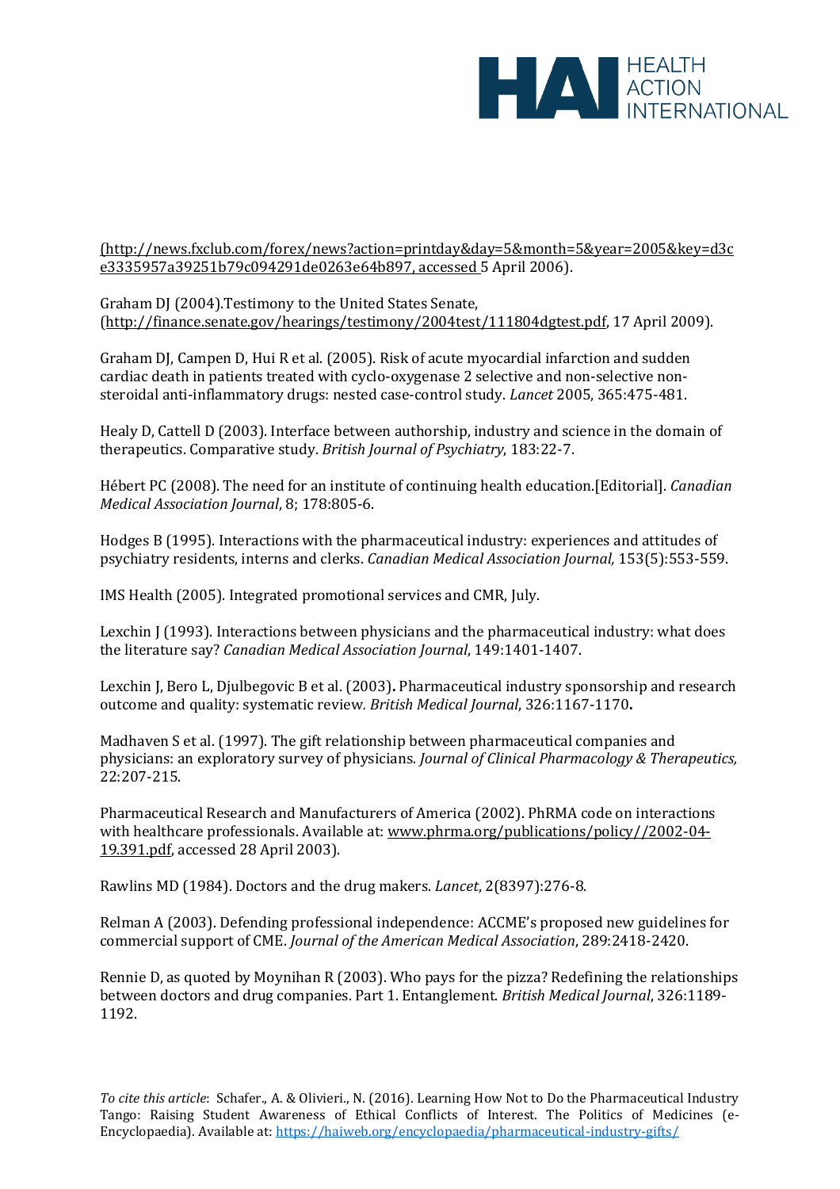(http://news.fxclub.com/forex/news?action=printday&day=5&month=5&year=2005&key=d3ce3335957a39251b79c094291de0263e64b897, accessed 5 April 2006).

Graham DJ (2004).Testimony to the United States Senate, (http://finance.senate.gov/hearings/testimony/2004test/111804dgtest.pdf, 17 April 2009).

Graham DJ, Campen D, Hui R et al. (2005). Risk of acute myocardial infarction and sudden cardiac death in patients treated with cyclo-oxygenase 2 selective and non-selective non-steroidal anti-inflammatory drugs: nested case-control study. *Lancet* 2005, 365:475-481.

Healy D, Cattell D (2003). Interface between authorship, industry and science in the domain of therapeutics. Comparative study. *British Journal of Psychiatry*, 183:22-7.

Hébert PC (2008). The need for an institute of continuing health education.[Editorial]. *Canadian Medical Association Journal*, 8; 178:805-6.

Hodges B (1995). Interactions with the pharmaceutical industry: experiences and attitudes of psychiatry residents, interns and clerks. *Canadian Medical Association Journal,* 153(5):553-559.

IMS Health (2005). Integrated promotional services and CMR, July.

Lexchin J (1993). Interactions between physicians and the pharmaceutical industry: what does the literature say? *Canadian Medical Association Journal*, 149:1401-1407.

Lexchin J, Bero L, Djulbegovic B et al. (2003)**.** Pharmaceutical industry sponsorship and research outcome and quality: systematic review. *British Medical Journal*, 326:1167-1170**.**

Madhaven S et al. (1997). The gift relationship between pharmaceutical companies and physicians: an exploratory survey of physicians. *Journal of Clinical Pharmacology & Therapeutics,* 22:207-215.

Pharmaceutical Research and Manufacturers of America (2002). PhRMA code on interactions with healthcare professionals. Available at: www.phrma.org/publications/policy//2002-04-19.391.pdf, accessed 28 April 2003).

Rawlins MD (1984). Doctors and the drug makers. *Lancet*, 2(8397):276-8.

Relman A (2003). Defending professional independence: ACCME's proposed new guidelines for commercial support of CME. *Journal of the American Medical Association*, 289:2418-2420.

Rennie D, as quoted by Moynihan R (2003). Who pays for the pizza? Redefining the relationships between doctors and drug companies. Part 1. Entanglement. *British Medical Journal*, 326:1189-1192.

*To cite this article*: Schafer., A. & Olivieri., N. (2016). Learning How Not to Do the Pharmaceutical Industry Tango: Raising Student Awareness of Ethical Conflicts of Interest. The Politics of Medicines (e-Encyclopaedia). Available at: https://haiweb.org/encyclopaedia/pharmaceutical-industry-gifts/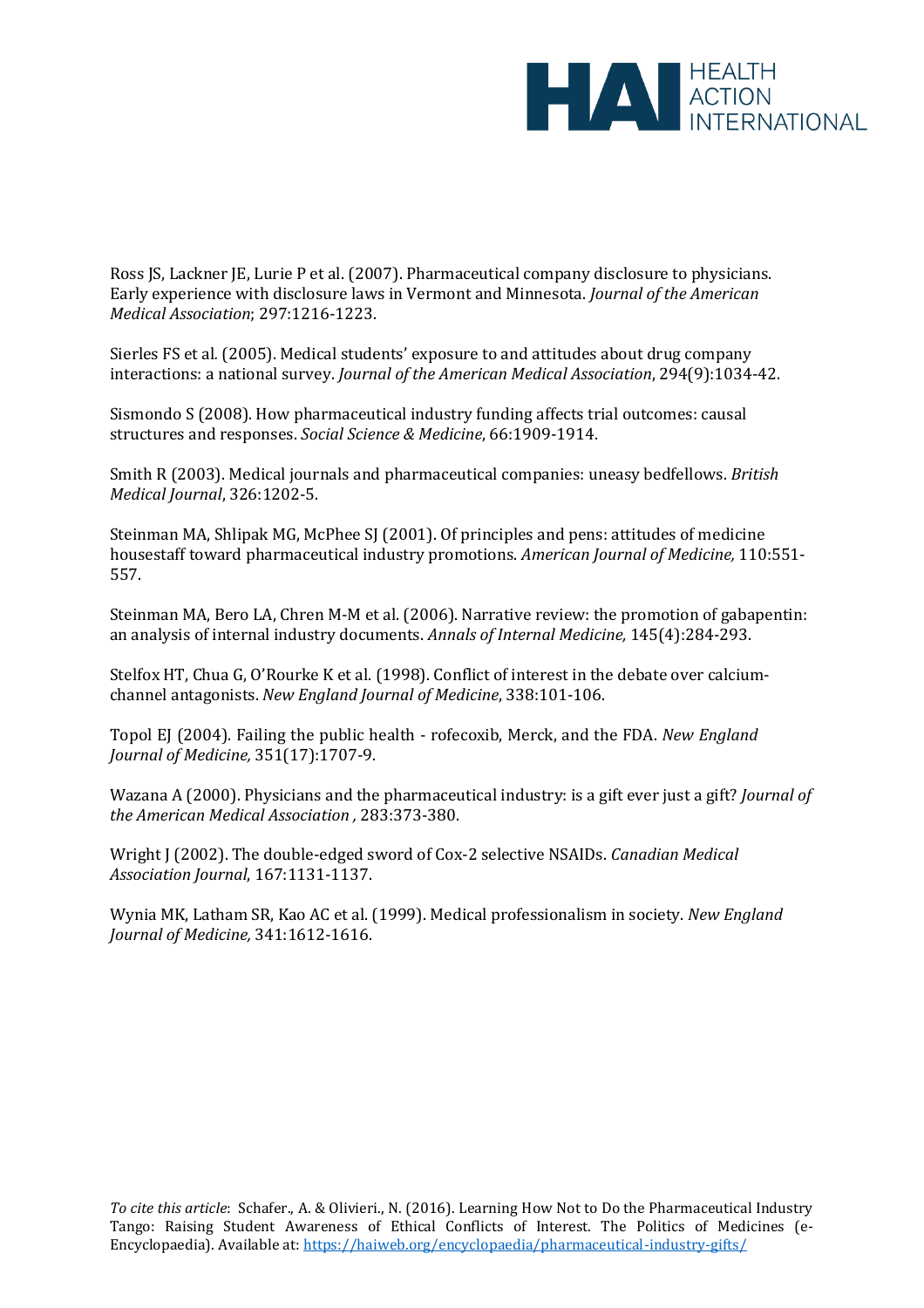Ross JS, Lackner JE, Lurie P et al. (2007). Pharmaceutical company disclosure to physicians. Early experience with disclosure laws in Vermont and Minnesota. *Journal of the American Medical Association*; 297:1216-1223.

Sierles FS et al. (2005). Medical students' exposure to and attitudes about drug company interactions: a national survey. *Journal of the American Medical Association*, 294(9):1034-42.

Sismondo S (2008). How pharmaceutical industry funding affects trial outcomes: causal structures and responses. *Social Science & Medicine*, 66:1909-1914.

Smith R (2003). Medical journals and pharmaceutical companies: uneasy bedfellows. *British Medical Journal*, 326:1202-5.

Steinman MA, Shlipak MG, McPhee SJ (2001). Of principles and pens: attitudes of medicine housestaff toward pharmaceutical industry promotions. *American Journal of Medicine,* 110:551-557.

Steinman MA, Bero LA, Chren M-M et al. (2006). Narrative review: the promotion of gabapentin: an analysis of internal industry documents. *Annals of Internal Medicine,* 145(4):284-293.

Stelfox HT, Chua G, O'Rourke K et al. (1998). Conflict of interest in the debate over calcium-channel antagonists. *New England Journal of Medicine*, 338:101-106.

Topol EJ (2004). Failing the public health - rofecoxib, Merck, and the FDA. *New England Journal of Medicine,* 351(17):1707-9.

Wazana A (2000). Physicians and the pharmaceutical industry: is a gift ever just a gift? *Journal of the American Medical Association ,* 283:373-380.

Wright J (2002). The double-edged sword of Cox-2 selective NSAIDs. *Canadian Medical Association Journal*, 167:1131-1137.

Wynia MK, Latham SR, Kao AC et al. (1999). Medical professionalism in society. *New England Journal of Medicine,* 341:1612-1616.

*To cite this article*: Schafer., A. & Olivieri., N. (2016). Learning How Not to Do the Pharmaceutical Industry Tango: Raising Student Awareness of Ethical Conflicts of Interest. The Politics of Medicines (e-Encyclopaedia). Available at: https://haiweb.org/encyclopaedia/pharmaceutical-industry-gifts/